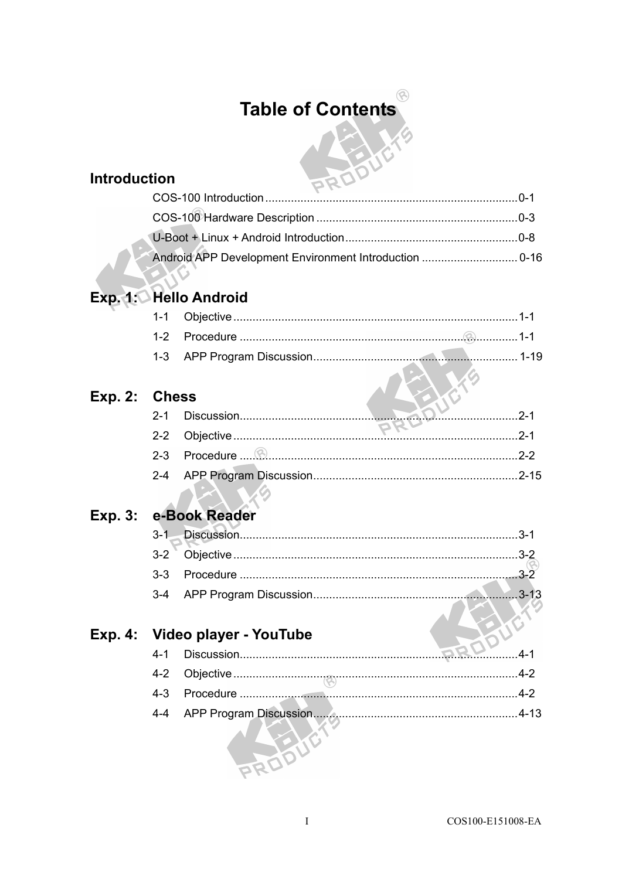# Table of Contents

## Introduction

COS-100 Introduction ........................................ 0-1

COS-100 Hardware Description ........................................ 0-3

U-Boot + Linux + Android Introduction ........................................ 0-8

Android APP Development Environment Introduction ........................................ 0-16

## Exp. 1: Hello Android

1-1 Objective ........................................ 1-1

1-2 Procedure ........................................ 1-1

1-3 APP Program Discussion ........................................ 1-19

## Exp. 2: Chess

2-1 Discussion ........................................ 2-1

2-2 Objective ........................................ 2-1

2-3 Procedure ........................................ 2-2

2-4 APP Program Discussion ........................................ 2-15

## Exp. 3: e-Book Reader

3-1 Discussion ........................................ 3-1

3-2 Objective ........................................ 3-2

3-3 Procedure ........................................ 3-2

3-4 APP Program Discussion ........................................ 3-13

## Exp. 4: Video player - YouTube

4-1 Discussion ........................................ 4-1

4-2 Objective ........................................ 4-2

4-3 Procedure ........................................ 4-2

4-4 APP Program Discussion ........................................ 4-13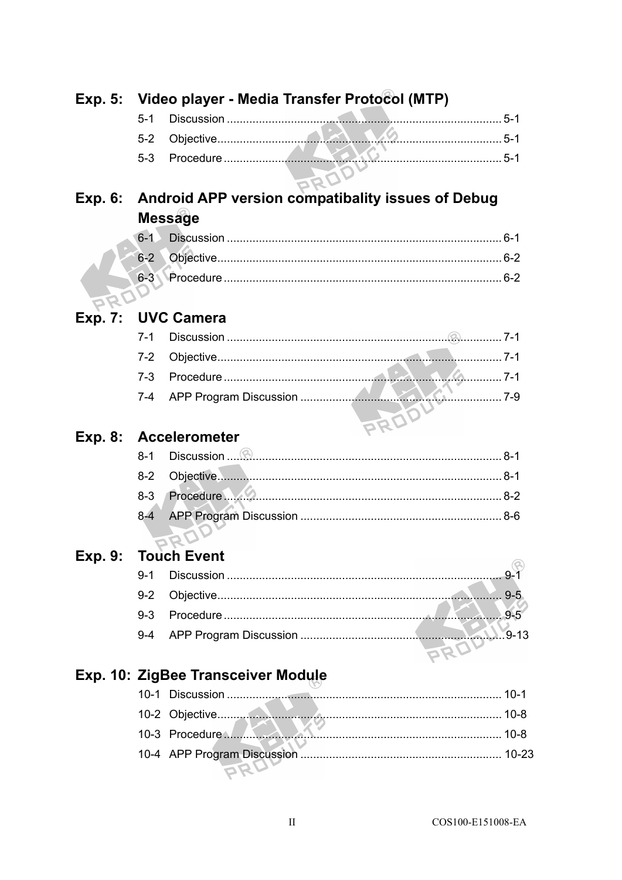## Exp. 5: Video player - Media Transfer Protocol (MTP)

5-1 Discussion .................................................................................... 5-1

5-2 Objective........................................................................................ 5-1

5-3 Procedure ...................................................................................... 5-1

## Exp. 6: Android APP version compatibality issues of Debug Message

6-1 Discussion .................................................................................... 6-1

6-2 Objective........................................................................................ 6-2

6-3 Procedure ...................................................................................... 6-2

## Exp. 7: UVC Camera

7-1 Discussion .................................................................................... 7-1

7-2 Objective........................................................................................ 7-1

7-3 Procedure ...................................................................................... 7-1

7-4 APP Program Discussion .............................................................. 7-9

## Exp. 8: Accelerometer

8-1 Discussion .................................................................................... 8-1

8-2 Objective........................................................................................ 8-1

8-3 Procedure ...................................................................................... 8-2

8-4 APP Program Discussion .............................................................. 8-6

## Exp. 9: Touch Event

9-1 Discussion .................................................................................... 9-1

9-2 Objective........................................................................................ 9-5

9-3 Procedure ...................................................................................... 9-5

9-4 APP Program Discussion ..............................................................9-13

## Exp. 10: ZigBee Transceiver Module

10-1 Discussion .................................................................................... 10-1

10-2 Objective........................................................................................ 10-8

10-3 Procedure ...................................................................................... 10-8

10-4 APP Program Discussion .............................................................. 10-23

COS100-E151008-EA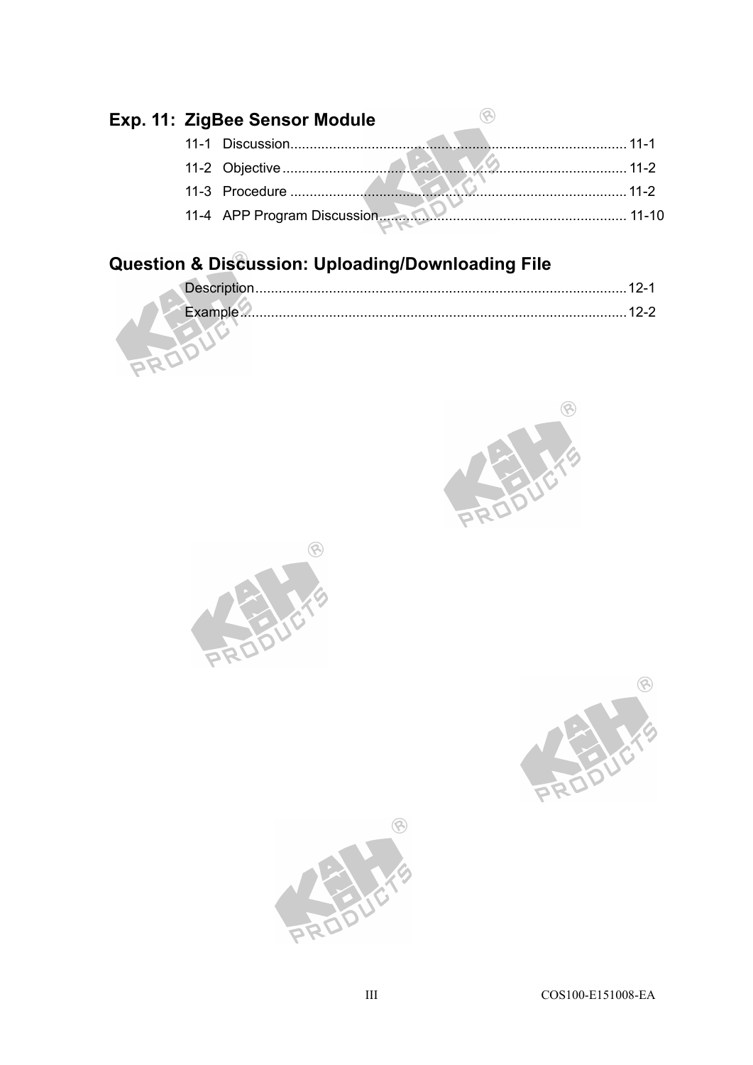## Exp. 11: ZigBee Sensor Module

11-1 Discussion........................................................................................ 11-1

11-2 Objective........................................................................................... 11-2

11-3 Procedure ......................................................................................... 11-2

11-4 APP Program Discussion.................................................................. 11-10

## Question & Discussion: Uploading/Downloading File

Description................................................................................................12-1

Example.....................................................................................................12-2